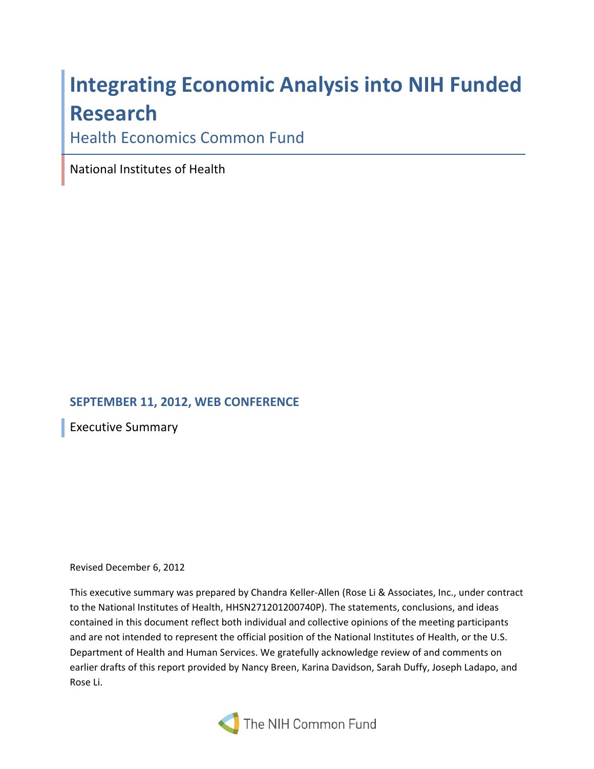# Integrating Economic Analysis into NIH Funded Research

## Health Economics Common Fund

National Institutes of Health

**SEPTEMBER 11, 2012, WEB CONFERENCE**

Executive Summary

Revised December 6, 2012

This executive summary was prepared by Chandra Keller-Allen (Rose Li & Associates, Inc., under contract to the National Institutes of Health, HHSN271201200740P). The statements, conclusions, and ideas contained in this document reflect both individual and collective opinions of the meeting participants and are not intended to represent the official position of the National Institutes of Health, or the U.S. Department of Health and Human Services. We gratefully acknowledge review of and comments on earlier drafts of this report provided by Nancy Breen, Karina Davidson, Sarah Duffy, Joseph Ladapo, and Rose Li.

The NIH Common Fund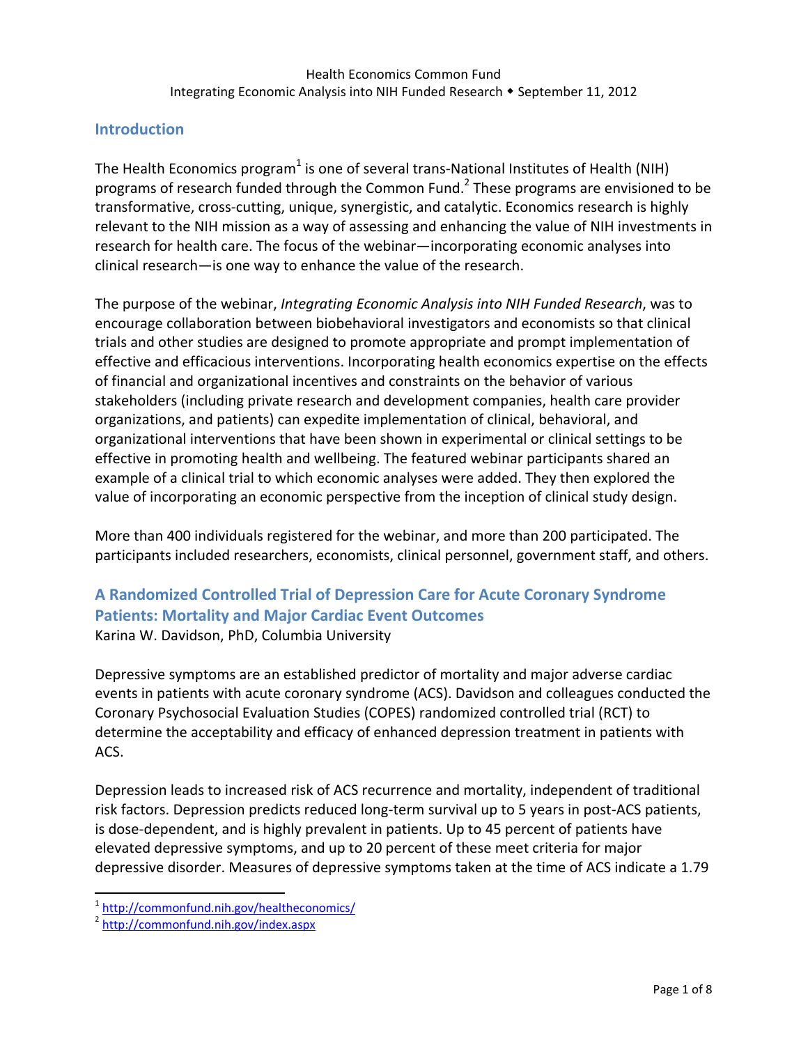## Introduction

The Health Economics program[1] is one of several trans-National Institutes of Health (NIH) programs of research funded through the Common Fund.[2] These programs are envisioned to be transformative, cross-cutting, unique, synergistic, and catalytic. Economics research is highly relevant to the NIH mission as a way of assessing and enhancing the value of NIH investments in research for health care. The focus of the webinar—incorporating economic analyses into clinical research—is one way to enhance the value of the research.

The purpose of the webinar, *Integrating Economic Analysis into NIH Funded Research*, was to encourage collaboration between biobehavioral investigators and economists so that clinical trials and other studies are designed to promote appropriate and prompt implementation of effective and efficacious interventions. Incorporating health economics expertise on the effects of financial and organizational incentives and constraints on the behavior of various stakeholders (including private research and development companies, health care provider organizations, and patients) can expedite implementation of clinical, behavioral, and organizational interventions that have been shown in experimental or clinical settings to be effective in promoting health and wellbeing. The featured webinar participants shared an example of a clinical trial to which economic analyses were added. They then explored the value of incorporating an economic perspective from the inception of clinical study design.

More than 400 individuals registered for the webinar, and more than 200 participated. The participants included researchers, economists, clinical personnel, government staff, and others.

## A Randomized Controlled Trial of Depression Care for Acute Coronary Syndrome Patients: Mortality and Major Cardiac Event Outcomes

Karina W. Davidson, PhD, Columbia University

Depressive symptoms are an established predictor of mortality and major adverse cardiac events in patients with acute coronary syndrome (ACS). Davidson and colleagues conducted the Coronary Psychosocial Evaluation Studies (COPES) randomized controlled trial (RCT) to determine the acceptability and efficacy of enhanced depression treatment in patients with ACS.

Depression leads to increased risk of ACS recurrence and mortality, independent of traditional risk factors. Depression predicts reduced long-term survival up to 5 years in post-ACS patients, is dose-dependent, and is highly prevalent in patients. Up to 45 percent of patients have elevated depressive symptoms, and up to 20 percent of these meet criteria for major depressive disorder. Measures of depressive symptoms taken at the time of ACS indicate a 1.79

---

[1] http://commonfund.nih.gov/healtheconomics/

[2] http://commonfund.nih.gov/index.aspx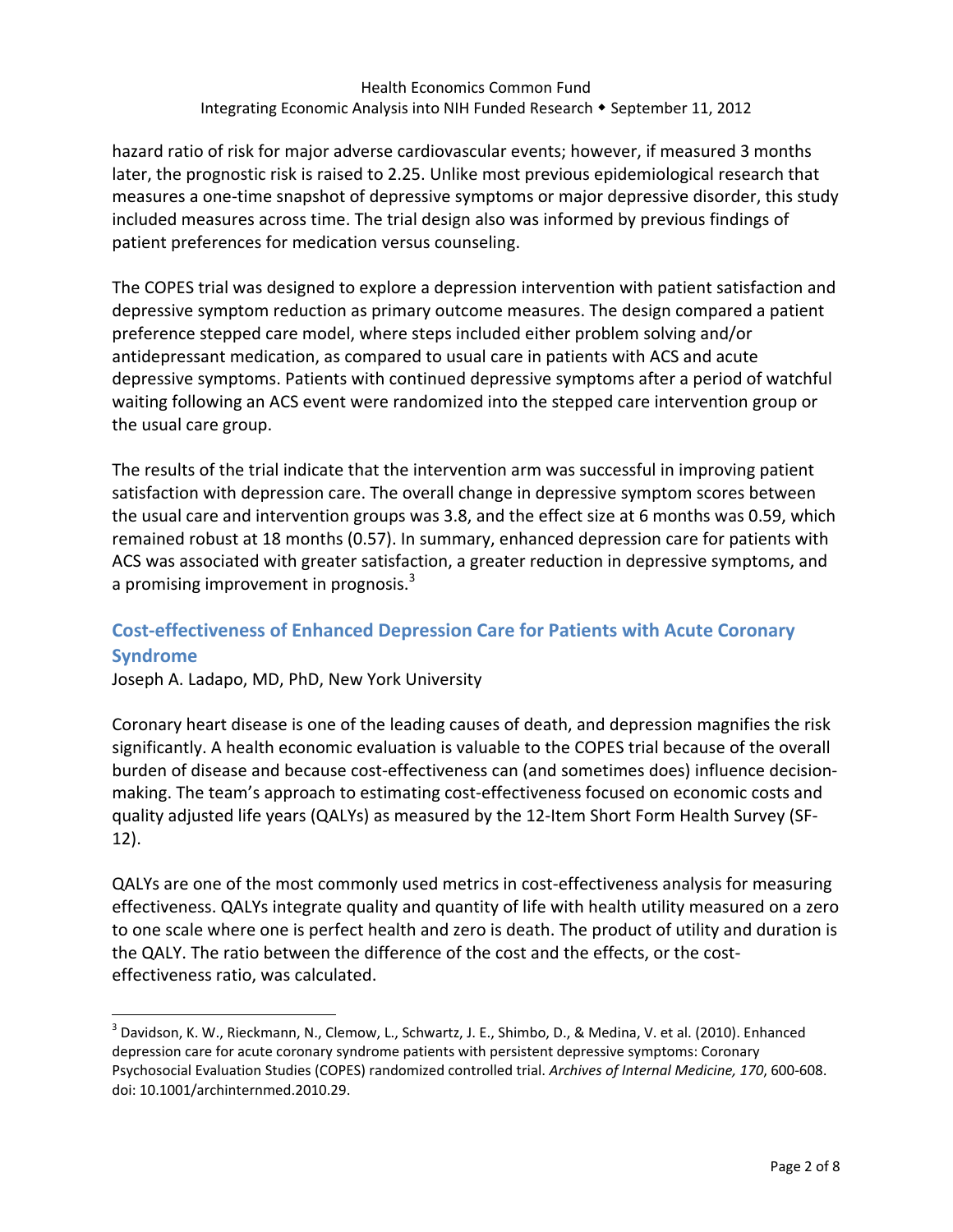hazard ratio of risk for major adverse cardiovascular events; however, if measured 3 months later, the prognostic risk is raised to 2.25. Unlike most previous epidemiological research that measures a one-time snapshot of depressive symptoms or major depressive disorder, this study included measures across time. The trial design also was informed by previous findings of patient preferences for medication versus counseling.

The COPES trial was designed to explore a depression intervention with patient satisfaction and depressive symptom reduction as primary outcome measures. The design compared a patient preference stepped care model, where steps included either problem solving and/or antidepressant medication, as compared to usual care in patients with ACS and acute depressive symptoms. Patients with continued depressive symptoms after a period of watchful waiting following an ACS event were randomized into the stepped care intervention group or the usual care group.

The results of the trial indicate that the intervention arm was successful in improving patient satisfaction with depression care. The overall change in depressive symptom scores between the usual care and intervention groups was 3.8, and the effect size at 6 months was 0.59, which remained robust at 18 months (0.57). In summary, enhanced depression care for patients with ACS was associated with greater satisfaction, a greater reduction in depressive symptoms, and a promising improvement in prognosis.[3]

## Cost-effectiveness of Enhanced Depression Care for Patients with Acute Coronary Syndrome

Joseph A. Ladapo, MD, PhD, New York University

Coronary heart disease is one of the leading causes of death, and depression magnifies the risk significantly. A health economic evaluation is valuable to the COPES trial because of the overall burden of disease and because cost-effectiveness can (and sometimes does) influence decision-making. The team's approach to estimating cost-effectiveness focused on economic costs and quality adjusted life years (QALYs) as measured by the 12-Item Short Form Health Survey (SF-12).

QALYs are one of the most commonly used metrics in cost-effectiveness analysis for measuring effectiveness. QALYs integrate quality and quantity of life with health utility measured on a zero to one scale where one is perfect health and zero is death. The product of utility and duration is the QALY. The ratio between the difference of the cost and the effects, or the cost-effectiveness ratio, was calculated.

---

[3] Davidson, K. W., Rieckmann, N., Clemow, L., Schwartz, J. E., Shimbo, D., & Medina, V. et al. (2010). Enhanced depression care for acute coronary syndrome patients with persistent depressive symptoms: Coronary Psychosocial Evaluation Studies (COPES) randomized controlled trial. *Archives of Internal Medicine, 170*, 600-608. doi: 10.1001/archinternmed.2010.29.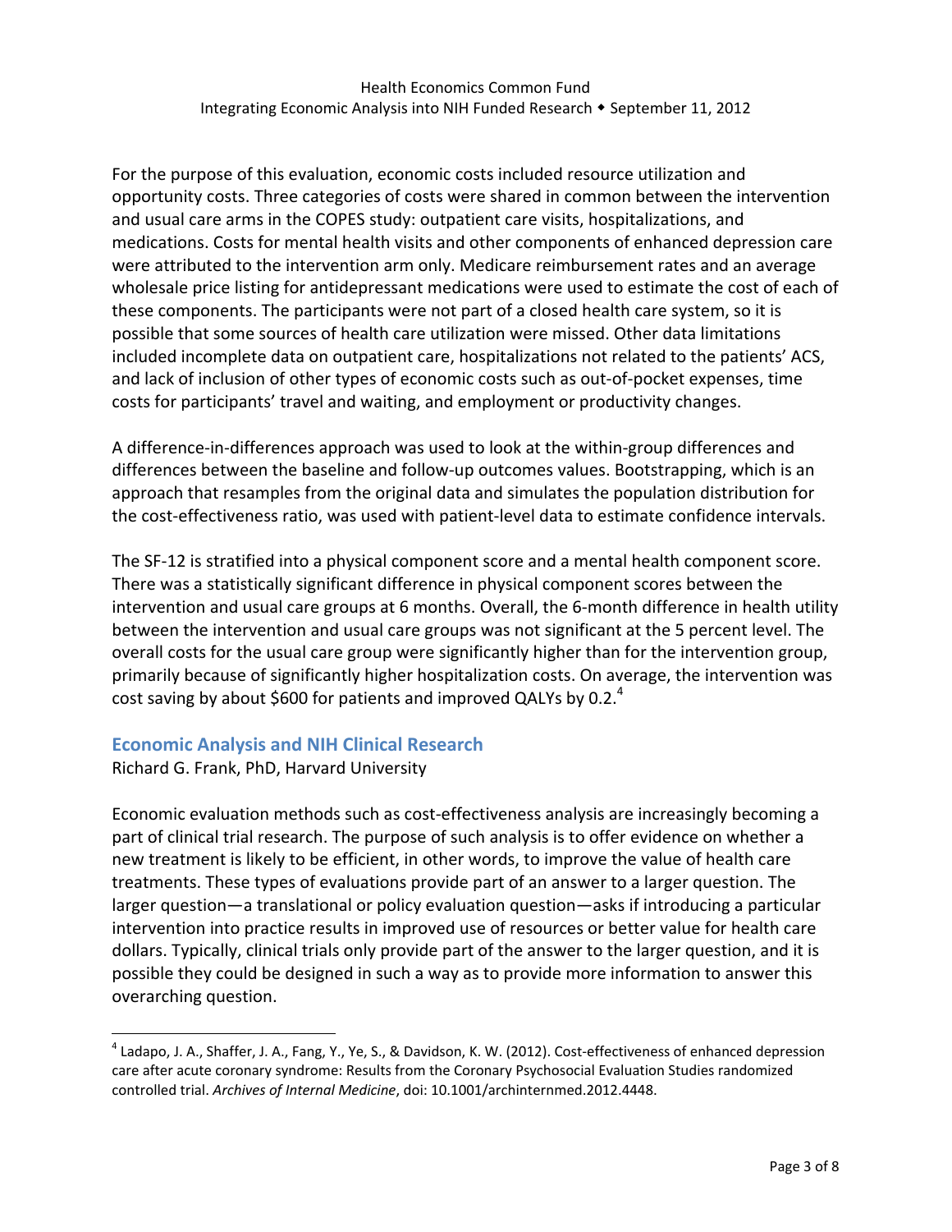For the purpose of this evaluation, economic costs included resource utilization and opportunity costs. Three categories of costs were shared in common between the intervention and usual care arms in the COPES study: outpatient care visits, hospitalizations, and medications. Costs for mental health visits and other components of enhanced depression care were attributed to the intervention arm only. Medicare reimbursement rates and an average wholesale price listing for antidepressant medications were used to estimate the cost of each of these components. The participants were not part of a closed health care system, so it is possible that some sources of health care utilization were missed. Other data limitations included incomplete data on outpatient care, hospitalizations not related to the patients' ACS, and lack of inclusion of other types of economic costs such as out-of-pocket expenses, time costs for participants' travel and waiting, and employment or productivity changes.

A difference-in-differences approach was used to look at the within-group differences and differences between the baseline and follow-up outcomes values. Bootstrapping, which is an approach that resamples from the original data and simulates the population distribution for the cost-effectiveness ratio, was used with patient-level data to estimate confidence intervals.

The SF-12 is stratified into a physical component score and a mental health component score. There was a statistically significant difference in physical component scores between the intervention and usual care groups at 6 months. Overall, the 6-month difference in health utility between the intervention and usual care groups was not significant at the 5 percent level. The overall costs for the usual care group were significantly higher than for the intervention group, primarily because of significantly higher hospitalization costs. On average, the intervention was cost saving by about $600 for patients and improved QALYs by 0.2.[4]

## Economic Analysis and NIH Clinical Research

Richard G. Frank, PhD, Harvard University

Economic evaluation methods such as cost-effectiveness analysis are increasingly becoming a part of clinical trial research. The purpose of such analysis is to offer evidence on whether a new treatment is likely to be efficient, in other words, to improve the value of health care treatments. These types of evaluations provide part of an answer to a larger question. The larger question—a translational or policy evaluation question—asks if introducing a particular intervention into practice results in improved use of resources or better value for health care dollars. Typically, clinical trials only provide part of the answer to the larger question, and it is possible they could be designed in such a way as to provide more information to answer this overarching question.

---

[4] Ladapo, J. A., Shaffer, J. A., Fang, Y., Ye, S., & Davidson, K. W. (2012). Cost-effectiveness of enhanced depression care after acute coronary syndrome: Results from the Coronary Psychosocial Evaluation Studies randomized controlled trial. *Archives of Internal Medicine*, doi: 10.1001/archinternmed.2012.4448.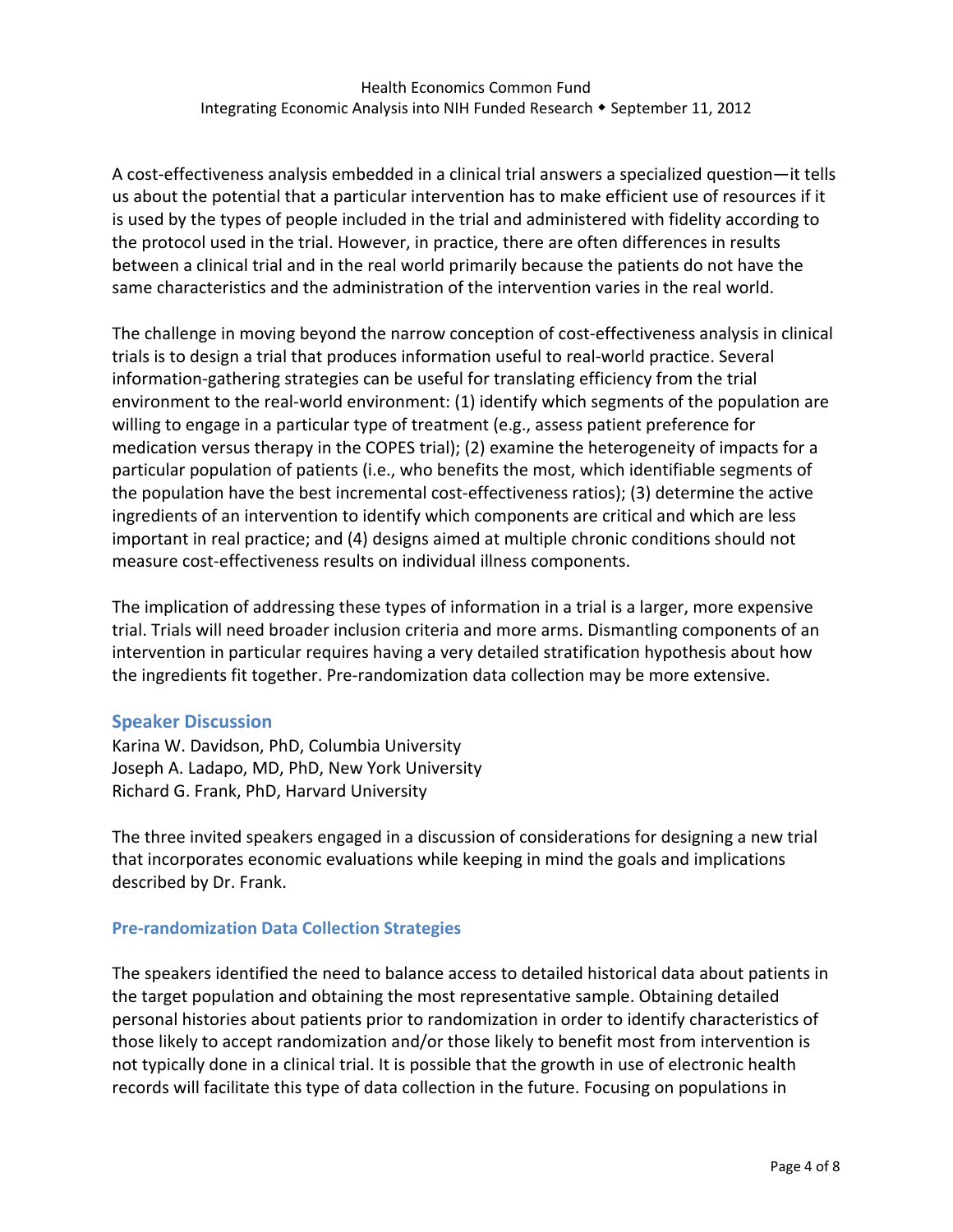A cost-effectiveness analysis embedded in a clinical trial answers a specialized question—it tells us about the potential that a particular intervention has to make efficient use of resources if it is used by the types of people included in the trial and administered with fidelity according to the protocol used in the trial. However, in practice, there are often differences in results between a clinical trial and in the real world primarily because the patients do not have the same characteristics and the administration of the intervention varies in the real world.

The challenge in moving beyond the narrow conception of cost-effectiveness analysis in clinical trials is to design a trial that produces information useful to real-world practice. Several information-gathering strategies can be useful for translating efficiency from the trial environment to the real-world environment: (1) identify which segments of the population are willing to engage in a particular type of treatment (e.g., assess patient preference for medication versus therapy in the COPES trial); (2) examine the heterogeneity of impacts for a particular population of patients (i.e., who benefits the most, which identifiable segments of the population have the best incremental cost-effectiveness ratios); (3) determine the active ingredients of an intervention to identify which components are critical and which are less important in real practice; and (4) designs aimed at multiple chronic conditions should not measure cost-effectiveness results on individual illness components.

The implication of addressing these types of information in a trial is a larger, more expensive trial. Trials will need broader inclusion criteria and more arms. Dismantling components of an intervention in particular requires having a very detailed stratification hypothesis about how the ingredients fit together. Pre-randomization data collection may be more extensive.

## Speaker Discussion

Karina W. Davidson, PhD, Columbia University
Joseph A. Ladapo, MD, PhD, New York University
Richard G. Frank, PhD, Harvard University

The three invited speakers engaged in a discussion of considerations for designing a new trial that incorporates economic evaluations while keeping in mind the goals and implications described by Dr. Frank.

### Pre-randomization Data Collection Strategies

The speakers identified the need to balance access to detailed historical data about patients in the target population and obtaining the most representative sample. Obtaining detailed personal histories about patients prior to randomization in order to identify characteristics of those likely to accept randomization and/or those likely to benefit most from intervention is not typically done in a clinical trial. It is possible that the growth in use of electronic health records will facilitate this type of data collection in the future. Focusing on populations in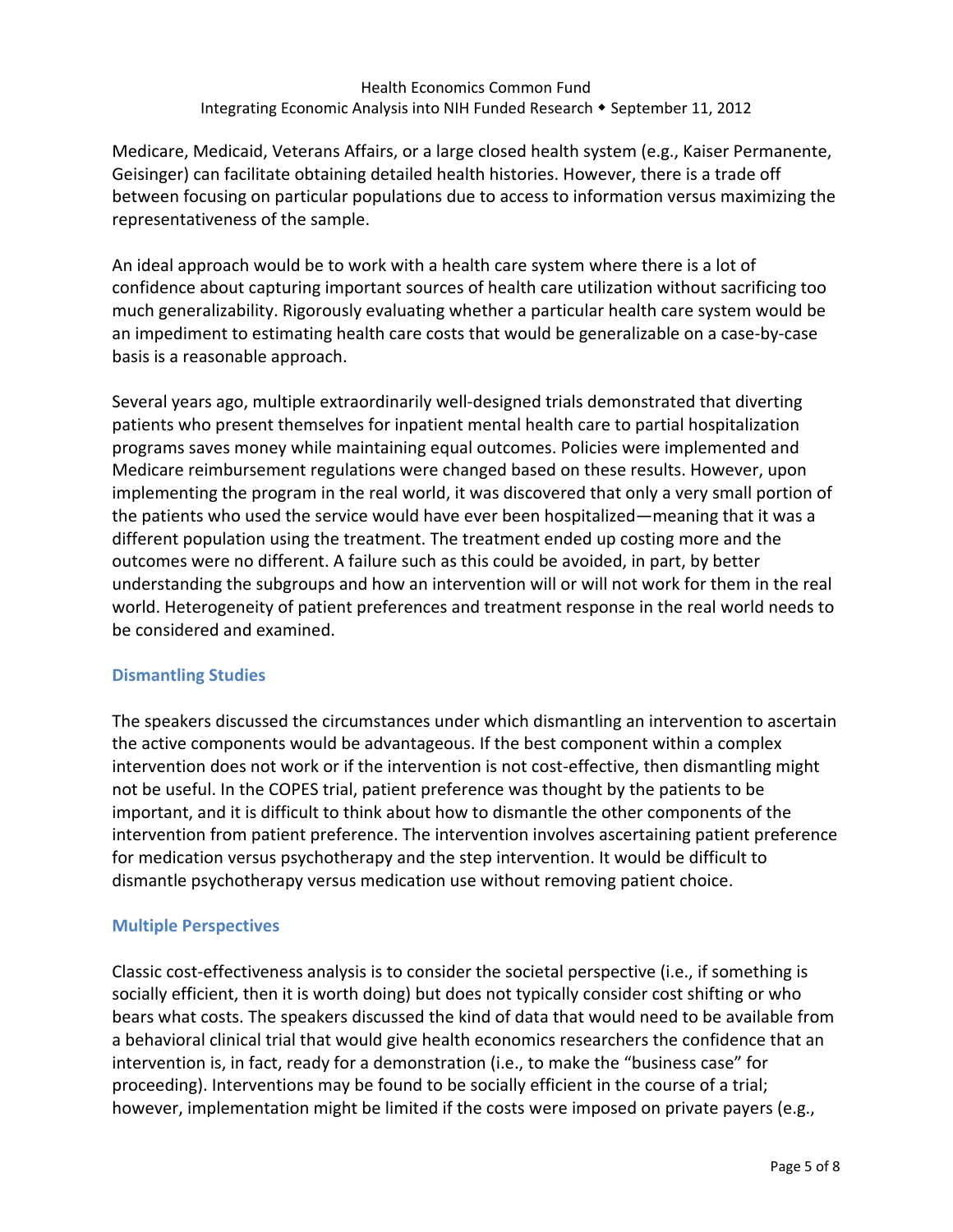Medicare, Medicaid, Veterans Affairs, or a large closed health system (e.g., Kaiser Permanente, Geisinger) can facilitate obtaining detailed health histories. However, there is a trade off between focusing on particular populations due to access to information versus maximizing the representativeness of the sample.

An ideal approach would be to work with a health care system where there is a lot of confidence about capturing important sources of health care utilization without sacrificing too much generalizability. Rigorously evaluating whether a particular health care system would be an impediment to estimating health care costs that would be generalizable on a case-by-case basis is a reasonable approach.

Several years ago, multiple extraordinarily well-designed trials demonstrated that diverting patients who present themselves for inpatient mental health care to partial hospitalization programs saves money while maintaining equal outcomes. Policies were implemented and Medicare reimbursement regulations were changed based on these results. However, upon implementing the program in the real world, it was discovered that only a very small portion of the patients who used the service would have ever been hospitalized—meaning that it was a different population using the treatment. The treatment ended up costing more and the outcomes were no different. A failure such as this could be avoided, in part, by better understanding the subgroups and how an intervention will or will not work for them in the real world. Heterogeneity of patient preferences and treatment response in the real world needs to be considered and examined.

### Dismantling Studies

The speakers discussed the circumstances under which dismantling an intervention to ascertain the active components would be advantageous. If the best component within a complex intervention does not work or if the intervention is not cost-effective, then dismantling might not be useful. In the COPES trial, patient preference was thought by the patients to be important, and it is difficult to think about how to dismantle the other components of the intervention from patient preference. The intervention involves ascertaining patient preference for medication versus psychotherapy and the step intervention. It would be difficult to dismantle psychotherapy versus medication use without removing patient choice.

### Multiple Perspectives

Classic cost-effectiveness analysis is to consider the societal perspective (i.e., if something is socially efficient, then it is worth doing) but does not typically consider cost shifting or who bears what costs. The speakers discussed the kind of data that would need to be available from a behavioral clinical trial that would give health economics researchers the confidence that an intervention is, in fact, ready for a demonstration (i.e., to make the "business case" for proceeding). Interventions may be found to be socially efficient in the course of a trial; however, implementation might be limited if the costs were imposed on private payers (e.g.,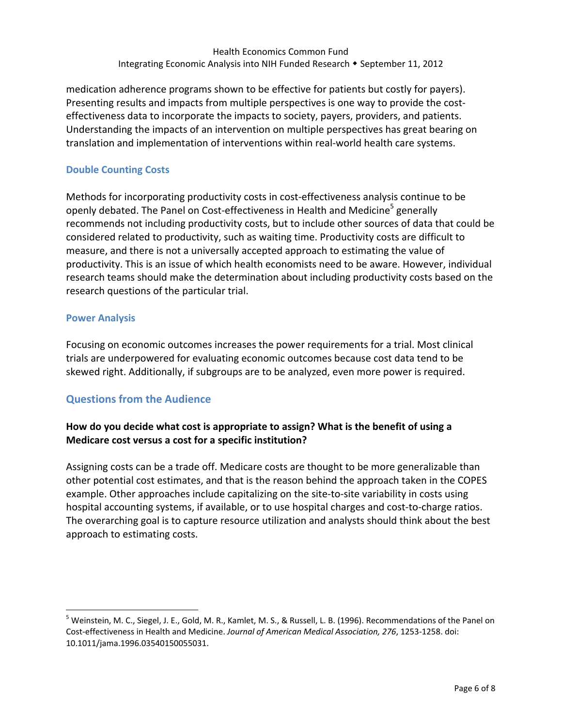medication adherence programs shown to be effective for patients but costly for payers). Presenting results and impacts from multiple perspectives is one way to provide the cost-effectiveness data to incorporate the impacts to society, payers, providers, and patients. Understanding the impacts of an intervention on multiple perspectives has great bearing on translation and implementation of interventions within real-world health care systems.

### Double Counting Costs

Methods for incorporating productivity costs in cost-effectiveness analysis continue to be openly debated. The Panel on Cost-effectiveness in Health and Medicine[5] generally recommends not including productivity costs, but to include other sources of data that could be considered related to productivity, such as waiting time. Productivity costs are difficult to measure, and there is not a universally accepted approach to estimating the value of productivity. This is an issue of which health economists need to be aware. However, individual research teams should make the determination about including productivity costs based on the research questions of the particular trial.

### Power Analysis

Focusing on economic outcomes increases the power requirements for a trial. Most clinical trials are underpowered for evaluating economic outcomes because cost data tend to be skewed right. Additionally, if subgroups are to be analyzed, even more power is required.

## Questions from the Audience

**How do you decide what cost is appropriate to assign? What is the benefit of using a Medicare cost versus a cost for a specific institution?**

Assigning costs can be a trade off. Medicare costs are thought to be more generalizable than other potential cost estimates, and that is the reason behind the approach taken in the COPES example. Other approaches include capitalizing on the site-to-site variability in costs using hospital accounting systems, if available, or to use hospital charges and cost-to-charge ratios. The overarching goal is to capture resource utilization and analysts should think about the best approach to estimating costs.

---

[5] Weinstein, M. C., Siegel, J. E., Gold, M. R., Kamlet, M. S., & Russell, L. B. (1996). Recommendations of the Panel on Cost-effectiveness in Health and Medicine. *Journal of American Medical Association, 276*, 1253-1258. doi: 10.1011/jama.1996.03540150055031.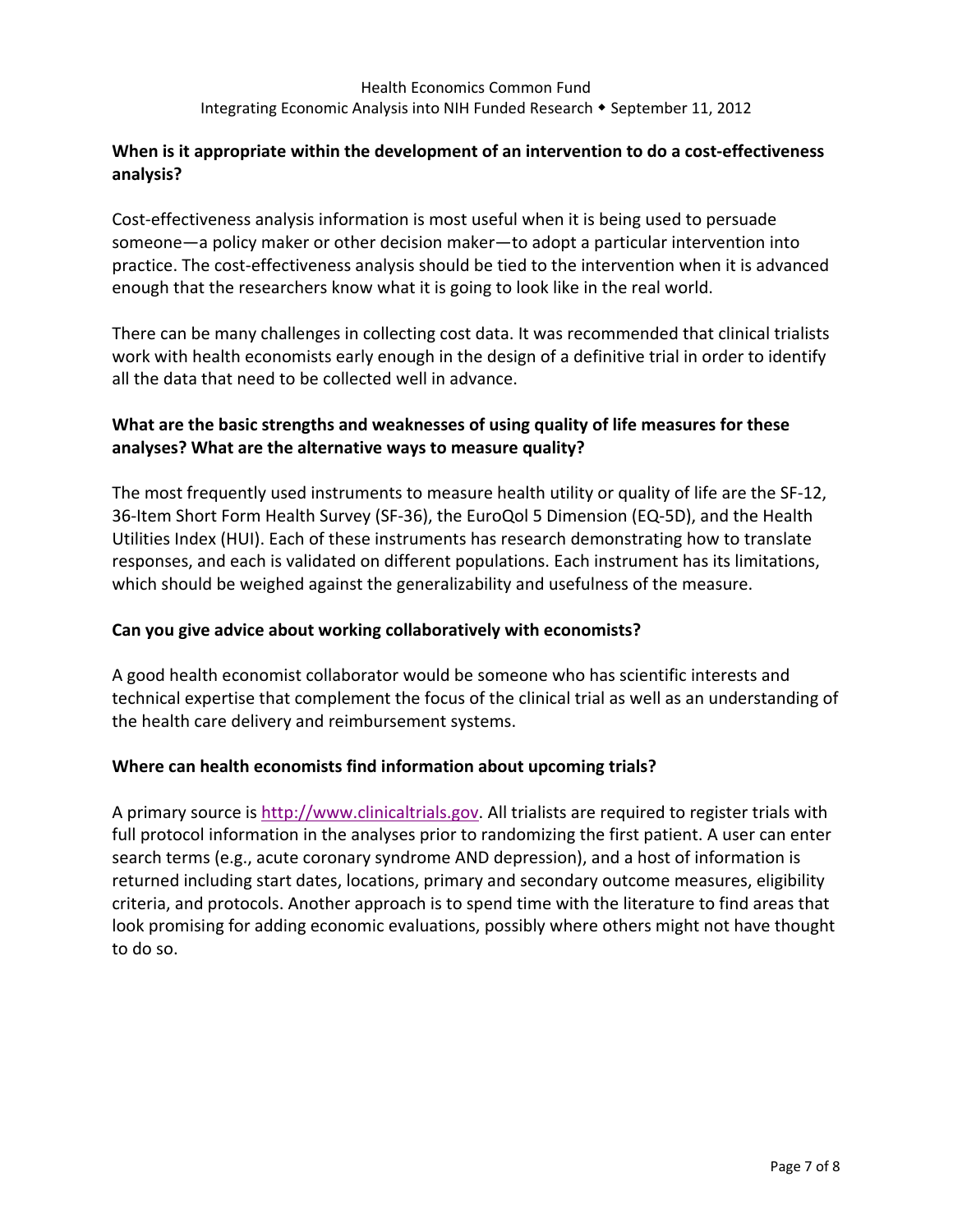### When is it appropriate within the development of an intervention to do a cost-effectiveness analysis?

Cost-effectiveness analysis information is most useful when it is being used to persuade someone—a policy maker or other decision maker—to adopt a particular intervention into practice. The cost-effectiveness analysis should be tied to the intervention when it is advanced enough that the researchers know what it is going to look like in the real world.

There can be many challenges in collecting cost data. It was recommended that clinical trialists work with health economists early enough in the design of a definitive trial in order to identify all the data that need to be collected well in advance.

### What are the basic strengths and weaknesses of using quality of life measures for these analyses? What are the alternative ways to measure quality?

The most frequently used instruments to measure health utility or quality of life are the SF-12, 36-Item Short Form Health Survey (SF-36), the EuroQol 5 Dimension (EQ-5D), and the Health Utilities Index (HUI). Each of these instruments has research demonstrating how to translate responses, and each is validated on different populations. Each instrument has its limitations, which should be weighed against the generalizability and usefulness of the measure.

### Can you give advice about working collaboratively with economists?

A good health economist collaborator would be someone who has scientific interests and technical expertise that complement the focus of the clinical trial as well as an understanding of the health care delivery and reimbursement systems.

### Where can health economists find information about upcoming trials?

A primary source is [http://www.clinicaltrials.gov](http://www.clinicaltrials.gov). All trialists are required to register trials with full protocol information in the analyses prior to randomizing the first patient. A user can enter search terms (e.g., acute coronary syndrome AND depression), and a host of information is returned including start dates, locations, primary and secondary outcome measures, eligibility criteria, and protocols. Another approach is to spend time with the literature to find areas that look promising for adding economic evaluations, possibly where others might not have thought to do so.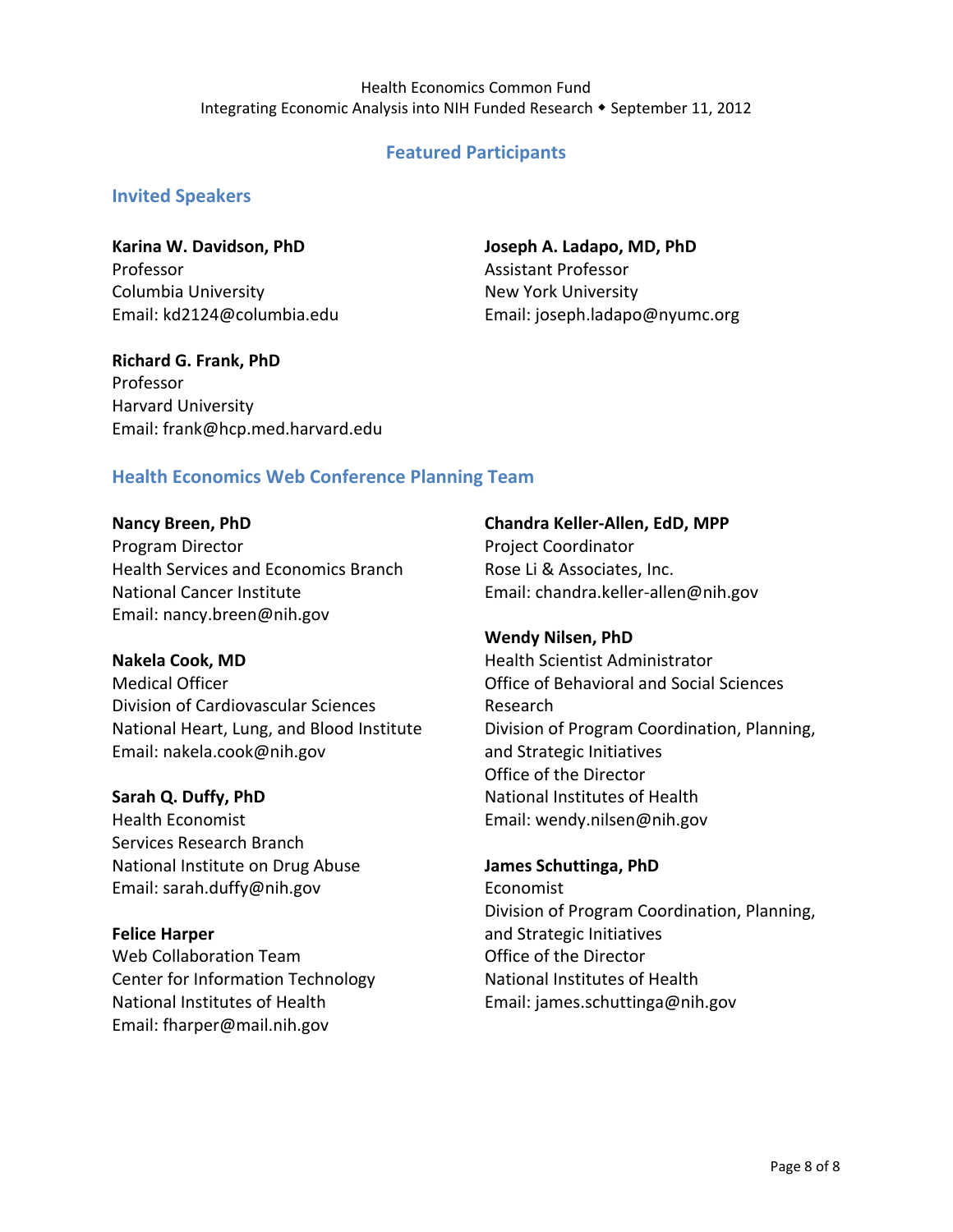## Featured Participants

### Invited Speakers

**Karina W. Davidson, PhD**
Professor
Columbia University
Email: kd2124@columbia.edu

**Joseph A. Ladapo, MD, PhD**
Assistant Professor
New York University
Email: joseph.ladapo@nyumc.org

**Richard G. Frank, PhD**
Professor
Harvard University
Email: frank@hcp.med.harvard.edu

### Health Economics Web Conference Planning Team

**Nancy Breen, PhD**
Program Director
Health Services and Economics Branch
National Cancer Institute
Email: nancy.breen@nih.gov

**Nakela Cook, MD**
Medical Officer
Division of Cardiovascular Sciences
National Heart, Lung, and Blood Institute
Email: nakela.cook@nih.gov

**Sarah Q. Duffy, PhD**
Health Economist
Services Research Branch
National Institute on Drug Abuse
Email: sarah.duffy@nih.gov

**Felice Harper**
Web Collaboration Team
Center for Information Technology
National Institutes of Health
Email: fharper@mail.nih.gov

**Chandra Keller-Allen, EdD, MPP**
Project Coordinator
Rose Li & Associates, Inc.
Email: chandra.keller-allen@nih.gov

**Wendy Nilsen, PhD**
Health Scientist Administrator
Office of Behavioral and Social Sciences Research
Division of Program Coordination, Planning, and Strategic Initiatives
Office of the Director
National Institutes of Health
Email: wendy.nilsen@nih.gov

**James Schuttinga, PhD**
Economist
Division of Program Coordination, Planning, and Strategic Initiatives
Office of the Director
National Institutes of Health
Email: james.schuttinga@nih.gov